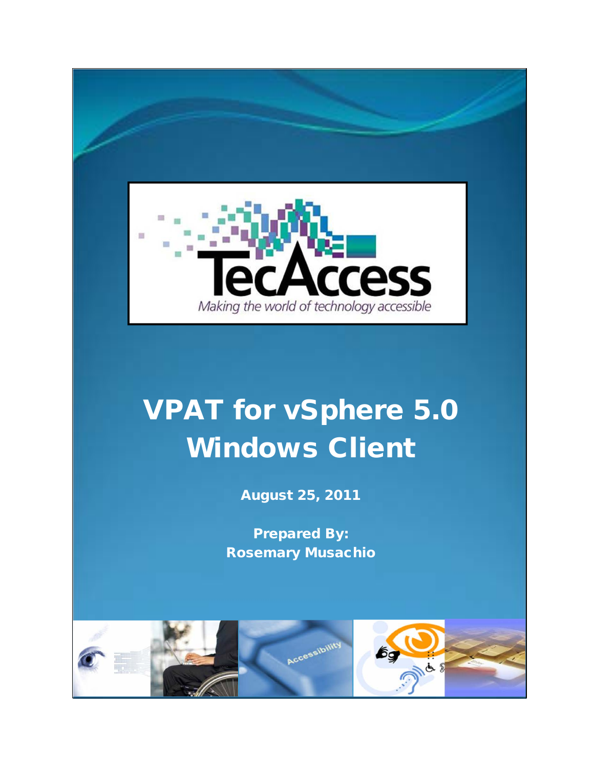TecAccess

*Making the world of technology accessible*

# VPAT for vSphere 5.0 Windows Client

**August 25, 2011**

**Prepared By:**
**Rosemary Musachio**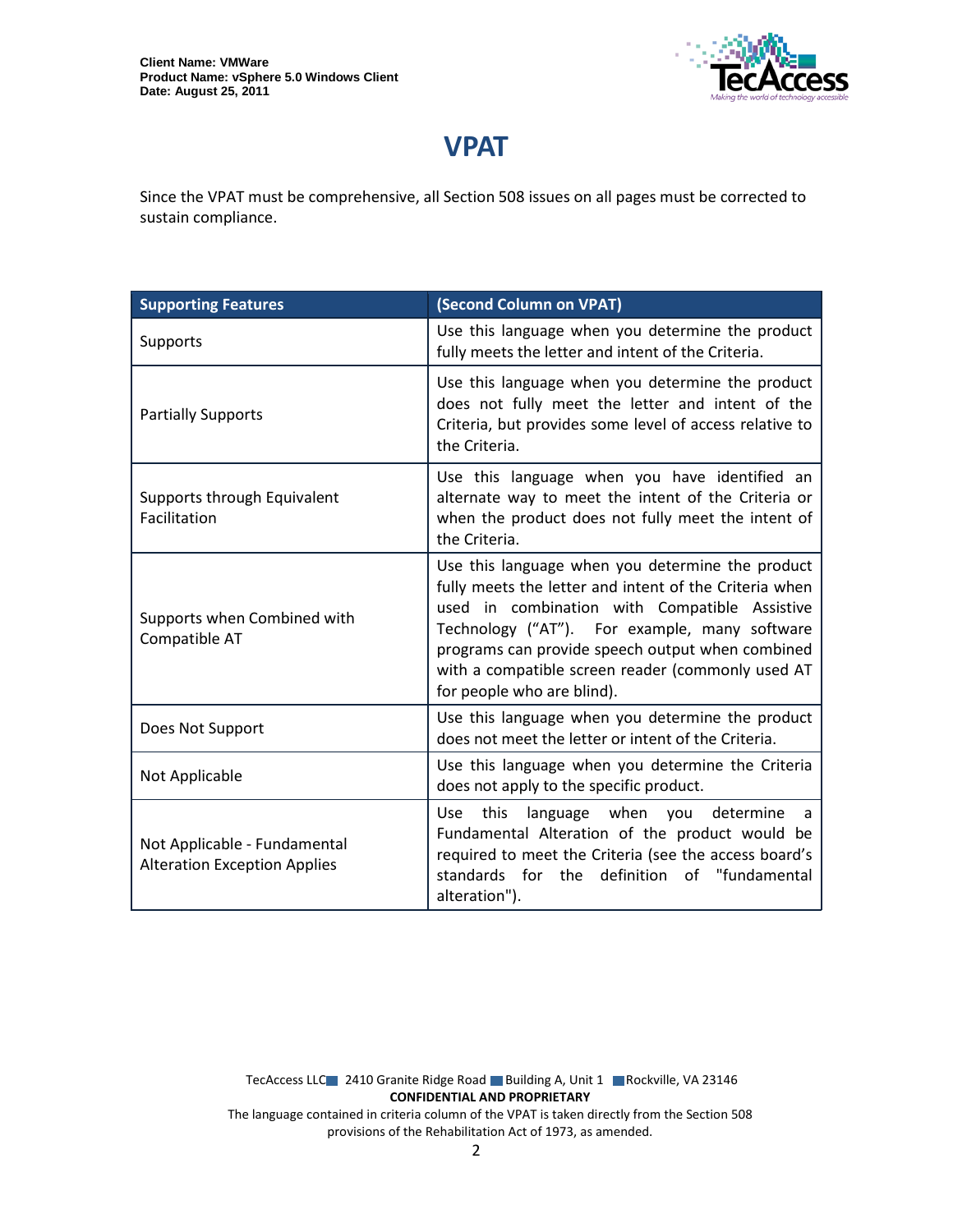# VPAT

Since the VPAT must be comprehensive, all Section 508 issues on all pages must be corrected to sustain compliance.

| Supporting Features | (Second Column on VPAT) |
|---|---|
| Supports | Use this language when you determine the product fully meets the letter and intent of the Criteria. |
| Partially Supports | Use this language when you determine the product does not fully meet the letter and intent of the Criteria, but provides some level of access relative to the Criteria. |
| Supports through Equivalent Facilitation | Use this language when you have identified an alternate way to meet the intent of the Criteria or when the product does not fully meet the intent of the Criteria. |
| Supports when Combined with Compatible AT | Use this language when you determine the product fully meets the letter and intent of the Criteria when used in combination with Compatible Assistive Technology ("AT"). For example, many software programs can provide speech output when combined with a compatible screen reader (commonly used AT for people who are blind). |
| Does Not Support | Use this language when you determine the product does not meet the letter or intent of the Criteria. |
| Not Applicable | Use this language when you determine the Criteria does not apply to the specific product. |
| Not Applicable - Fundamental Alteration Exception Applies | Use this language when you determine a Fundamental Alteration of the product would be required to meet the Criteria (see the access board's standards for the definition of "fundamental alteration"). |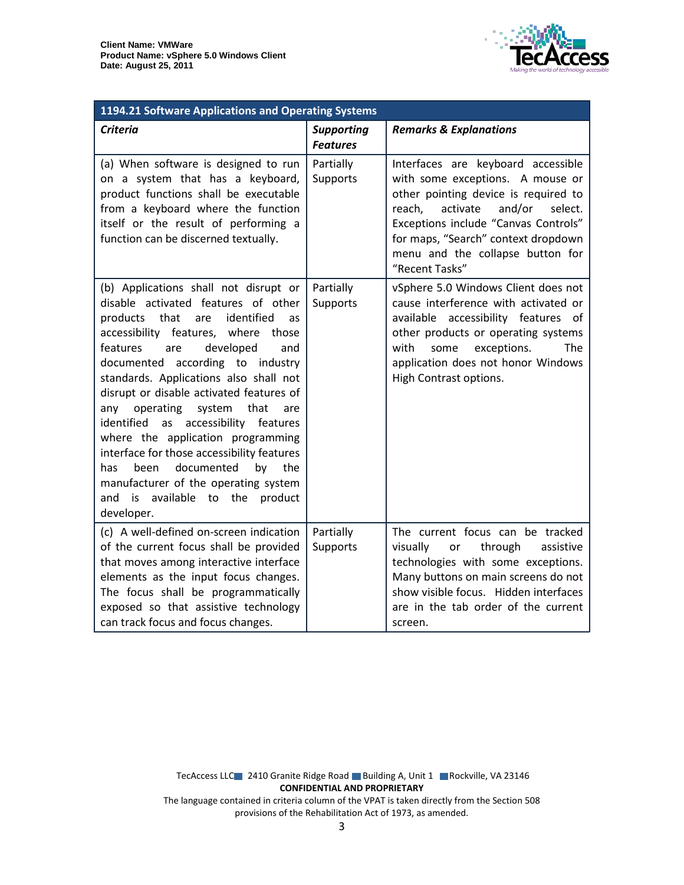| 1194.21 Software Applications and Operating Systems | | |
|---|---|---|
| ***Criteria*** | ***Supporting Features*** | ***Remarks & Explanations*** |
| (a) When software is designed to run on a system that has a keyboard, product functions shall be executable from a keyboard where the function itself or the result of performing a function can be discerned textually. | Partially Supports | Interfaces are keyboard accessible with some exceptions. A mouse or other pointing device is required to reach, activate and/or select. Exceptions include "Canvas Controls" for maps, "Search" context dropdown menu and the collapse button for "Recent Tasks" |
| (b) Applications shall not disrupt or disable activated features of other products that are identified as accessibility features, where those features are developed and documented according to industry standards. Applications also shall not disrupt or disable activated features of any operating system that are identified as accessibility features where the application programming interface for those accessibility features has been documented by the manufacturer of the operating system and is available to the product developer. | Partially Supports | vSphere 5.0 Windows Client does not cause interference with activated or available accessibility features of other products or operating systems with some exceptions. The application does not honor Windows High Contrast options. |
| (c) A well-defined on-screen indication of the current focus shall be provided that moves among interactive interface elements as the input focus changes. The focus shall be programmatically exposed so that assistive technology can track focus and focus changes. | Partially Supports | The current focus can be tracked visually or through assistive technologies with some exceptions. Many buttons on main screens do not show visible focus. Hidden interfaces are in the tab order of the current screen. |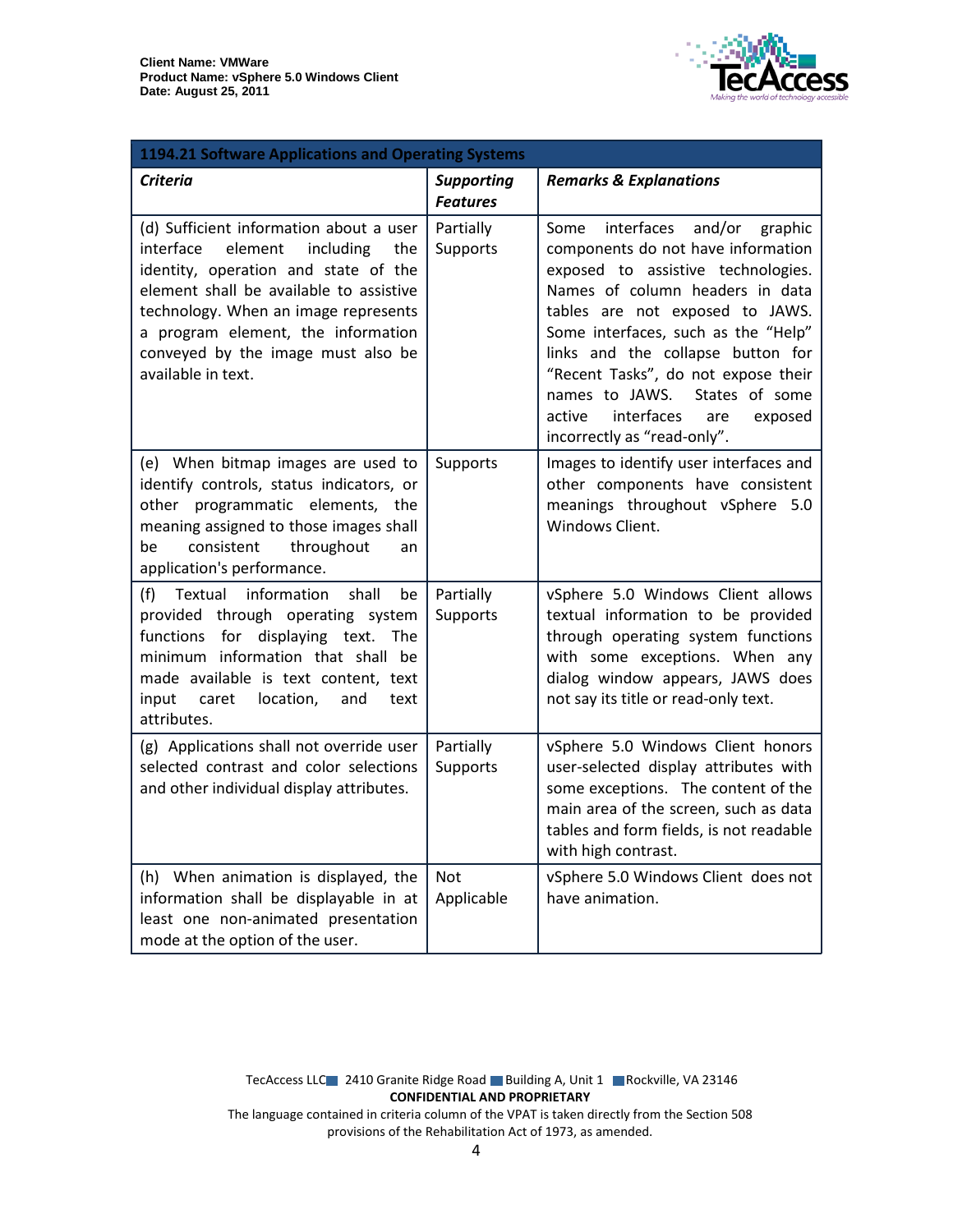| 1194.21 Software Applications and Operating Systems | | |
|---|---|---|
| ***Criteria*** | ***Supporting Features*** | ***Remarks & Explanations*** |
| (d) Sufficient information about a user interface element including the identity, operation and state of the element shall be available to assistive technology. When an image represents a program element, the information conveyed by the image must also be available in text. | Partially Supports | Some interfaces and/or graphic components do not have information exposed to assistive technologies. Names of column headers in data tables are not exposed to JAWS. Some interfaces, such as the "Help" links and the collapse button for "Recent Tasks", do not expose their names to JAWS. States of some active interfaces are exposed incorrectly as "read-only". |
| (e) When bitmap images are used to identify controls, status indicators, or other programmatic elements, the meaning assigned to those images shall be consistent throughout an application's performance. | Supports | Images to identify user interfaces and other components have consistent meanings throughout vSphere 5.0 Windows Client. |
| (f) Textual information shall be provided through operating system functions for displaying text. The minimum information that shall be made available is text content, text input caret location, and text attributes. | Partially Supports | vSphere 5.0 Windows Client allows textual information to be provided through operating system functions with some exceptions. When any dialog window appears, JAWS does not say its title or read-only text. |
| (g) Applications shall not override user selected contrast and color selections and other individual display attributes. | Partially Supports | vSphere 5.0 Windows Client honors user-selected display attributes with some exceptions. The content of the main area of the screen, such as data tables and form fields, is not readable with high contrast. |
| (h) When animation is displayed, the information shall be displayable in at least one non-animated presentation mode at the option of the user. | Not Applicable | vSphere 5.0 Windows Client does not have animation. |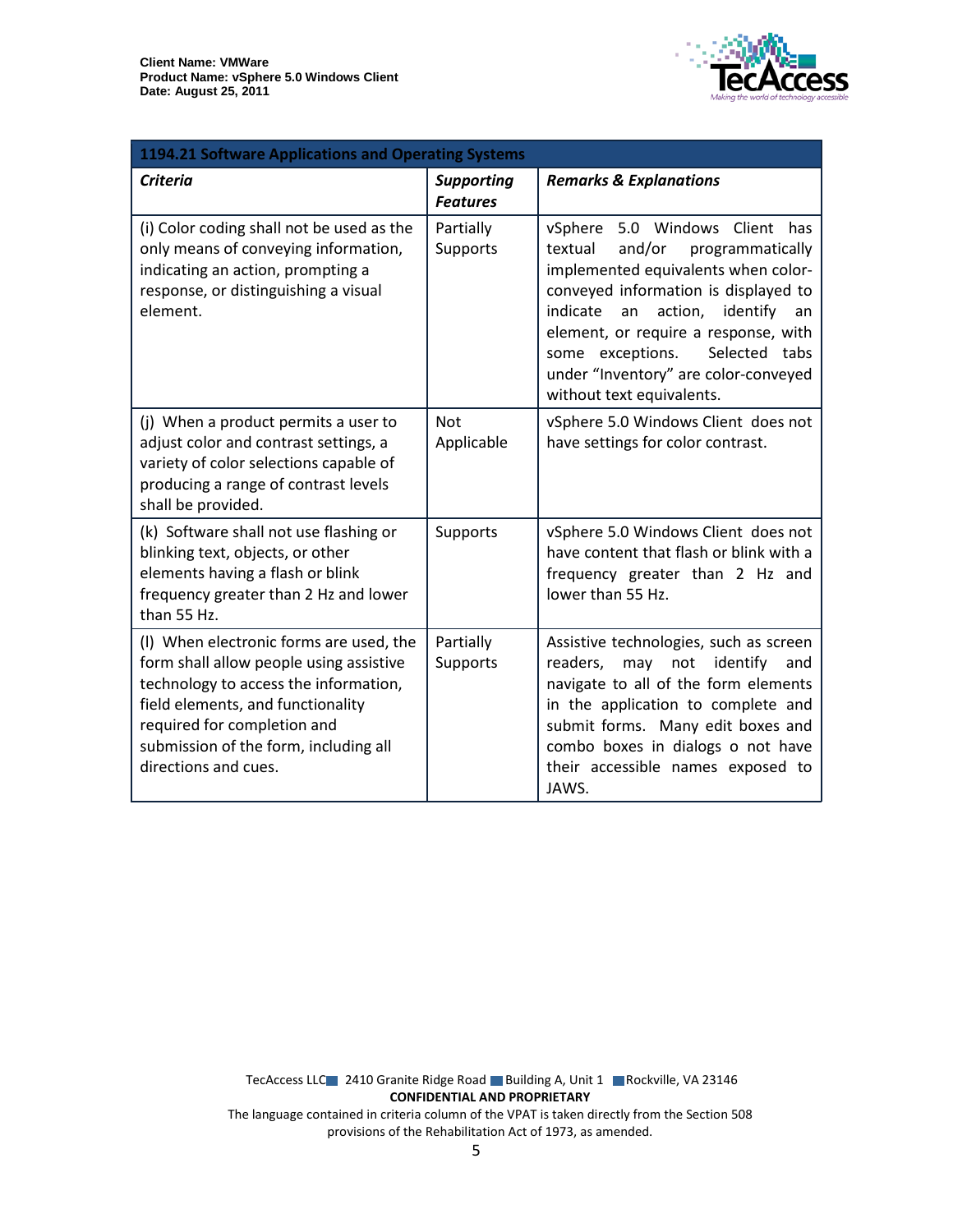| 1194.21 Software Applications and Operating Systems | | |
|---|---|---|
| ***Criteria*** | ***Supporting Features*** | ***Remarks & Explanations*** |
| (i) Color coding shall not be used as the only means of conveying information, indicating an action, prompting a response, or distinguishing a visual element. | Partially Supports | vSphere 5.0 Windows Client has textual and/or programmatically implemented equivalents when color-conveyed information is displayed to indicate an action, identify an element, or require a response, with some exceptions. Selected tabs under "Inventory" are color-conveyed without text equivalents. |
| (j) When a product permits a user to adjust color and contrast settings, a variety of color selections capable of producing a range of contrast levels shall be provided. | Not Applicable | vSphere 5.0 Windows Client does not have settings for color contrast. |
| (k) Software shall not use flashing or blinking text, objects, or other elements having a flash or blink frequency greater than 2 Hz and lower than 55 Hz. | Supports | vSphere 5.0 Windows Client does not have content that flash or blink with a frequency greater than 2 Hz and lower than 55 Hz. |
| (l) When electronic forms are used, the form shall allow people using assistive technology to access the information, field elements, and functionality required for completion and submission of the form, including all directions and cues. | Partially Supports | Assistive technologies, such as screen readers, may not identify and navigate to all of the form elements in the application to complete and submit forms. Many edit boxes and combo boxes in dialogs o not have their accessible names exposed to JAWS. |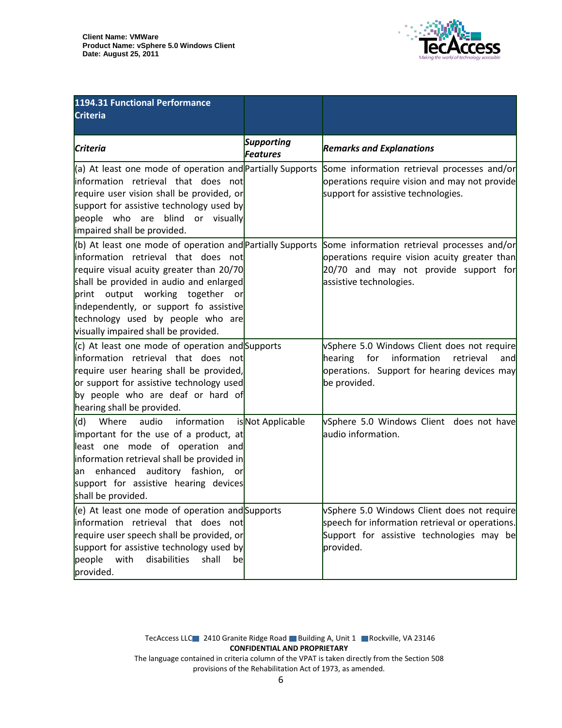| 1194.31 Functional Performance Criteria | | |
|---|---|---|
| ***Criteria*** | ***Supporting Features*** | ***Remarks and Explanations*** |
| (a) At least one mode of operation and information retrieval that does not require user vision shall be provided, or support for assistive technology used by people who are blind or visually impaired shall be provided. | Partially Supports | Some information retrieval processes and/or operations require vision and may not provide support for assistive technologies. |
| (b) At least one mode of operation and information retrieval that does not require visual acuity greater than 20/70 shall be provided in audio and enlarged print output working together or independently, or support fo assistive technology used by people who are visually impaired shall be provided. | Partially Supports | Some information retrieval processes and/or operations require vision acuity greater than 20/70 and may not provide support for assistive technologies. |
| (c) At least one mode of operation and information retrieval that does not require user hearing shall be provided, or support for assistive technology used by people who are deaf or hard of hearing shall be provided. | Supports | vSphere 5.0 Windows Client does not require hearing for information retrieval and operations. Support for hearing devices may be provided. |
| (d) Where audio information is important for the use of a product, at least one mode of operation and information retrieval shall be provided in an enhanced auditory fashion, or support for assistive hearing devices shall be provided. | Not Applicable | vSphere 5.0 Windows Client does not have audio information. |
| (e) At least one mode of operation and information retrieval that does not require user speech shall be provided, or support for assistive technology used by people with disabilities shall be provided. | Supports | vSphere 5.0 Windows Client does not require speech for information retrieval or operations. Support for assistive technologies may be provided. |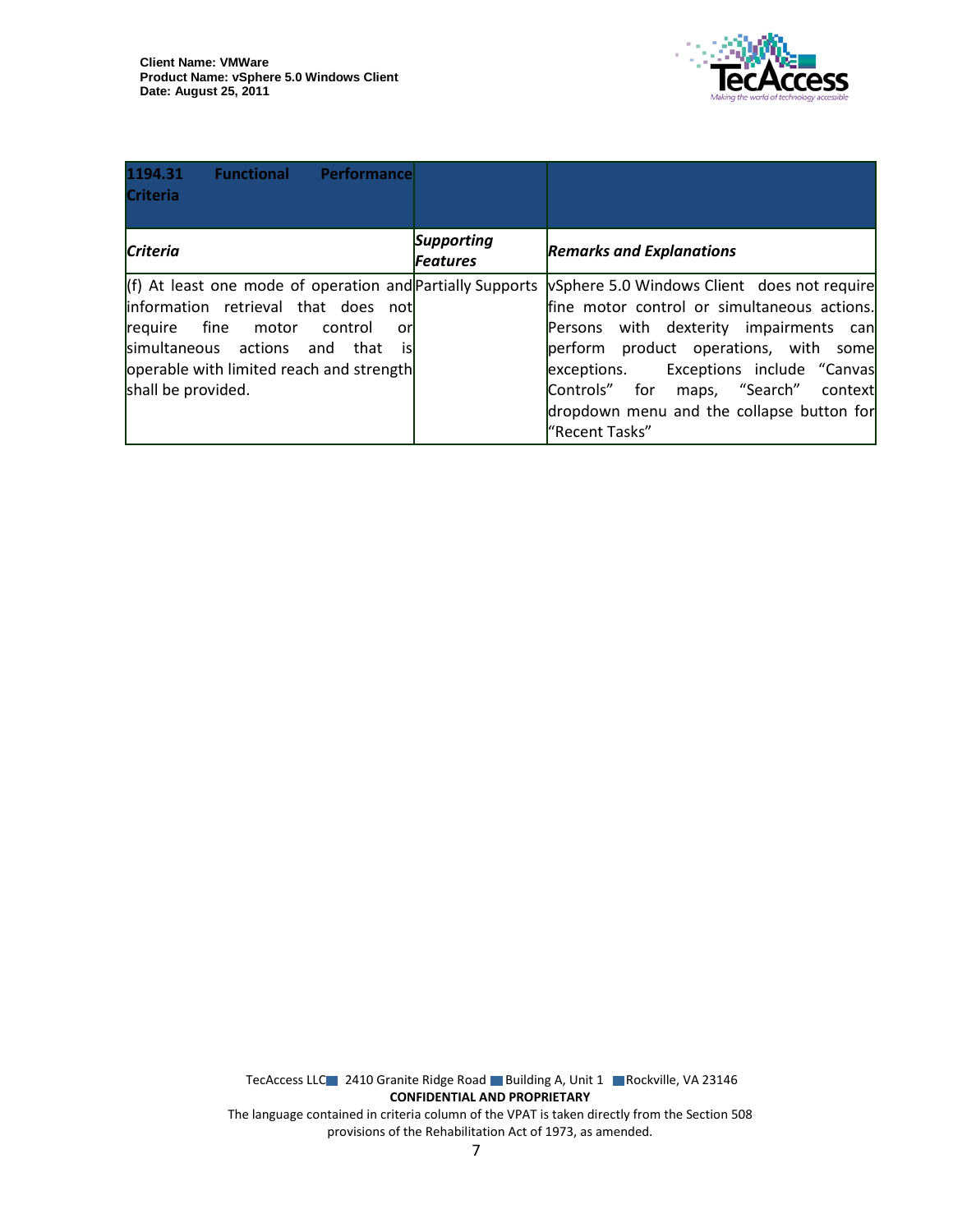| 1194.31 Functional Performance Criteria | | |
|---|---|---|
| ***Criteria*** | ***Supporting Features*** | ***Remarks and Explanations*** |
| (f) At least one mode of operation and information retrieval that does not require fine motor control or simultaneous actions and that is operable with limited reach and strength shall be provided. | Partially Supports | vSphere 5.0 Windows Client does not require fine motor control or simultaneous actions. Persons with dexterity impairments can perform product operations, with some exceptions. Exceptions include "Canvas Controls" for maps, "Search" context dropdown menu and the collapse button for "Recent Tasks" |

TecAccess LLC 2410 Granite Ridge Road Building A, Unit 1 Rockville, VA 23146

**CONFIDENTIAL AND PROPRIETARY**

The language contained in criteria column of the VPAT is taken directly from the Section 508 provisions of the Rehabilitation Act of 1973, as amended.